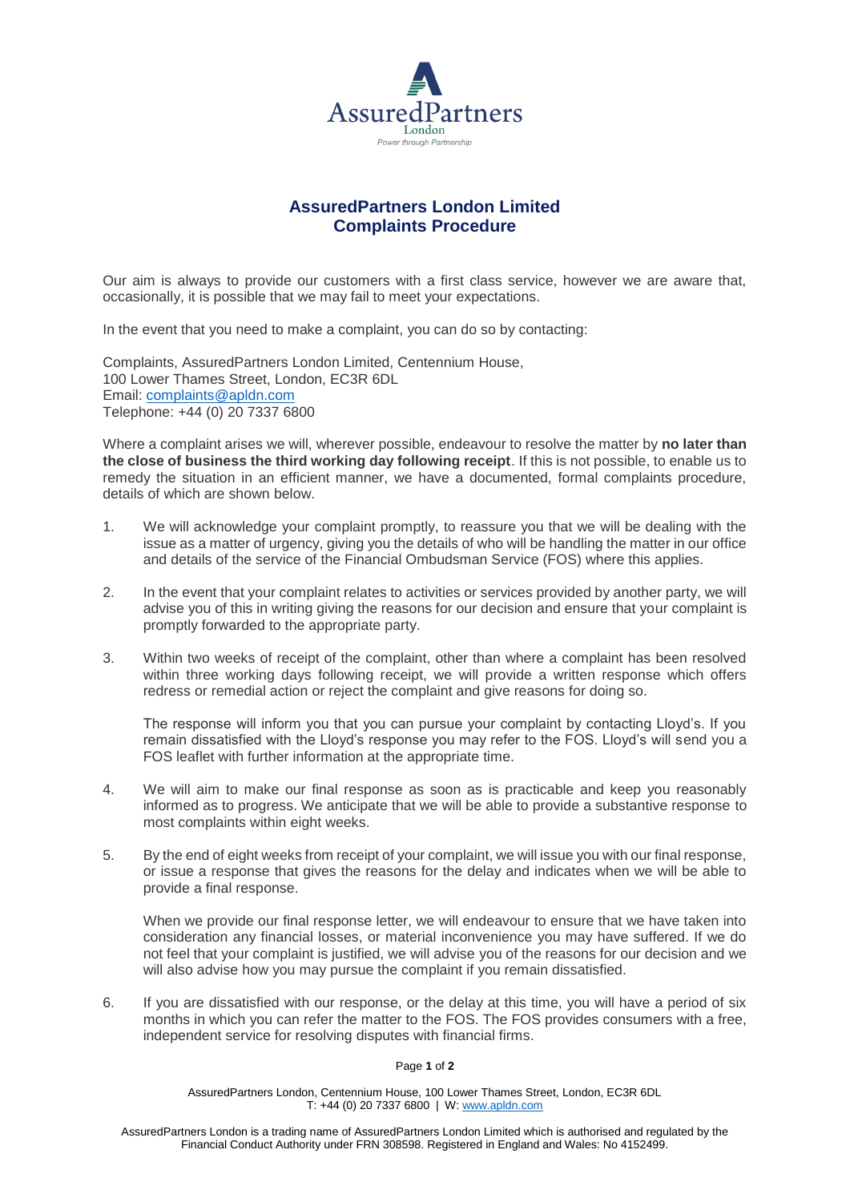# AssuredPartners London Limited
# Complaints Procedure

Our aim is always to provide our customers with a first class service, however we are aware that, occasionally, it is possible that we may fail to meet your expectations.

In the event that you need to make a complaint, you can do so by contacting:

Complaints, AssuredPartners London Limited, Centennium House,
100 Lower Thames Street, London, EC3R 6DL
Email: complaints@apldn.com
Telephone: +44 (0) 20 7337 6800

Where a complaint arises we will, wherever possible, endeavour to resolve the matter by **no later than the close of business the third working day following receipt**. If this is not possible, to enable us to remedy the situation in an efficient manner, we have a documented, formal complaints procedure, details of which are shown below.

1. We will acknowledge your complaint promptly, to reassure you that we will be dealing with the issue as a matter of urgency, giving you the details of who will be handling the matter in our office and details of the service of the Financial Ombudsman Service (FOS) where this applies.

2. In the event that your complaint relates to activities or services provided by another party, we will advise you of this in writing giving the reasons for our decision and ensure that your complaint is promptly forwarded to the appropriate party.

3. Within two weeks of receipt of the complaint, other than where a complaint has been resolved within three working days following receipt, we will provide a written response which offers redress or remedial action or reject the complaint and give reasons for doing so.

   The response will inform you that you can pursue your complaint by contacting Lloyd's. If you remain dissatisfied with the Lloyd's response you may refer to the FOS. Lloyd's will send you a FOS leaflet with further information at the appropriate time.

4. We will aim to make our final response as soon as is practicable and keep you reasonably informed as to progress. We anticipate that we will be able to provide a substantive response to most complaints within eight weeks.

5. By the end of eight weeks from receipt of your complaint, we will issue you with our final response, or issue a response that gives the reasons for the delay and indicates when we will be able to provide a final response.

   When we provide our final response letter, we will endeavour to ensure that we have taken into consideration any financial losses, or material inconvenience you may have suffered. If we do not feel that your complaint is justified, we will advise you of the reasons for our decision and we will also advise how you may pursue the complaint if you remain dissatisfied.

6. If you are dissatisfied with our response, or the delay at this time, you will have a period of six months in which you can refer the matter to the FOS. The FOS provides consumers with a free, independent service for resolving disputes with financial firms.

AssuredPartners London, Centennium House, 100 Lower Thames Street, London, EC3R 6DL
T: +44 (0) 20 7337 6800 | W: www.apldn.com

AssuredPartners London is a trading name of AssuredPartners London Limited which is authorised and regulated by the Financial Conduct Authority under FRN 308598. Registered in England and Wales: No 4152499.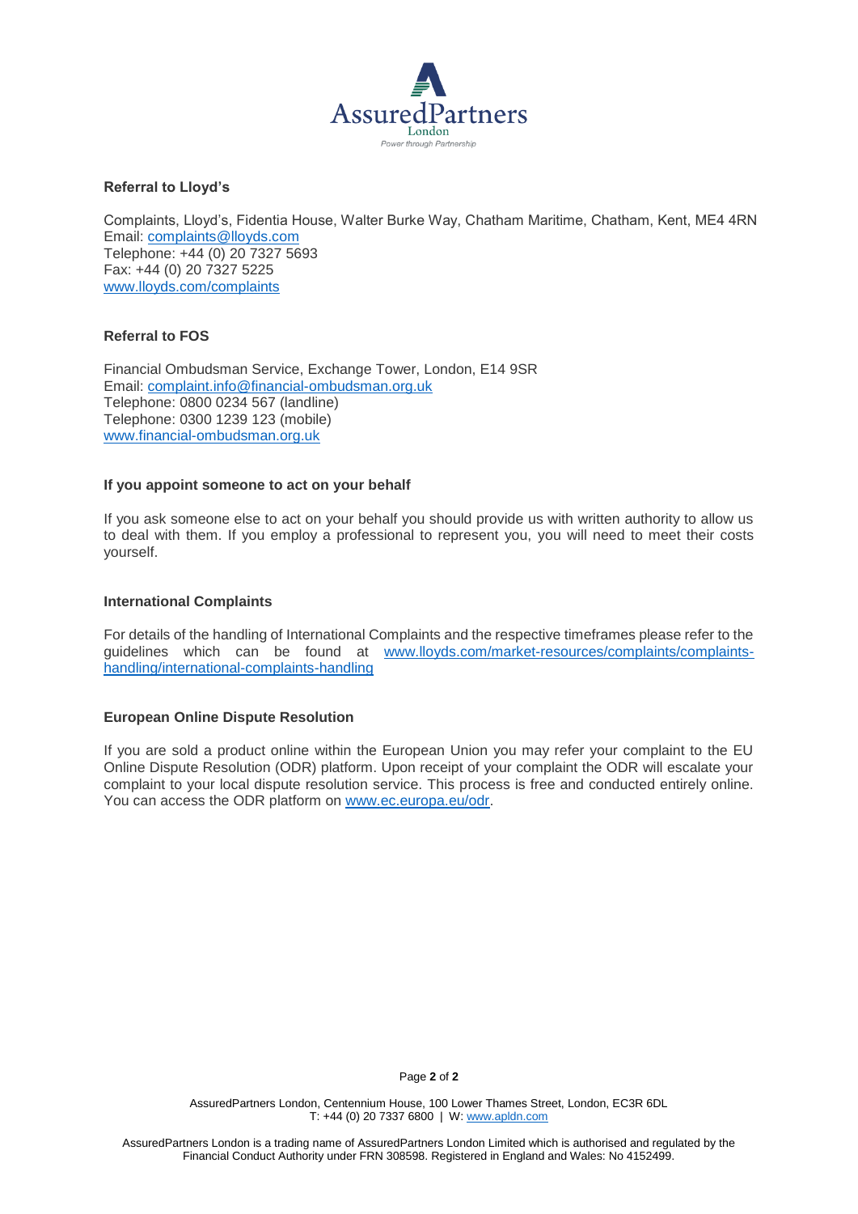### Referral to Lloyd's

Complaints, Lloyd's, Fidentia House, Walter Burke Way, Chatham Maritime, Chatham, Kent, ME4 4RN
Email: complaints@lloyds.com
Telephone: +44 (0) 20 7327 5693
Fax: +44 (0) 20 7327 5225
www.lloyds.com/complaints

### Referral to FOS

Financial Ombudsman Service, Exchange Tower, London, E14 9SR
Email: complaint.info@financial-ombudsman.org.uk
Telephone: 0800 0234 567 (landline)
Telephone: 0300 1239 123 (mobile)
www.financial-ombudsman.org.uk

### If you appoint someone to act on your behalf

If you ask someone else to act on your behalf you should provide us with written authority to allow us to deal with them. If you employ a professional to represent you, you will need to meet their costs yourself.

### International Complaints

For details of the handling of International Complaints and the respective timeframes please refer to the guidelines which can be found at www.lloyds.com/market-resources/complaints/complaints-handling/international-complaints-handling

### European Online Dispute Resolution

If you are sold a product online within the European Union you may refer your complaint to the EU Online Dispute Resolution (ODR) platform. Upon receipt of your complaint the ODR will escalate your complaint to your local dispute resolution service. This process is free and conducted entirely online. You can access the ODR platform on www.ec.europa.eu/odr.

AssuredPartners London, Centennium House, 100 Lower Thames Street, London, EC3R 6DL
T: +44 (0) 20 7337 6800 | W: www.apldn.com

AssuredPartners London is a trading name of AssuredPartners London Limited which is authorised and regulated by the Financial Conduct Authority under FRN 308598. Registered in England and Wales: No 4152499.